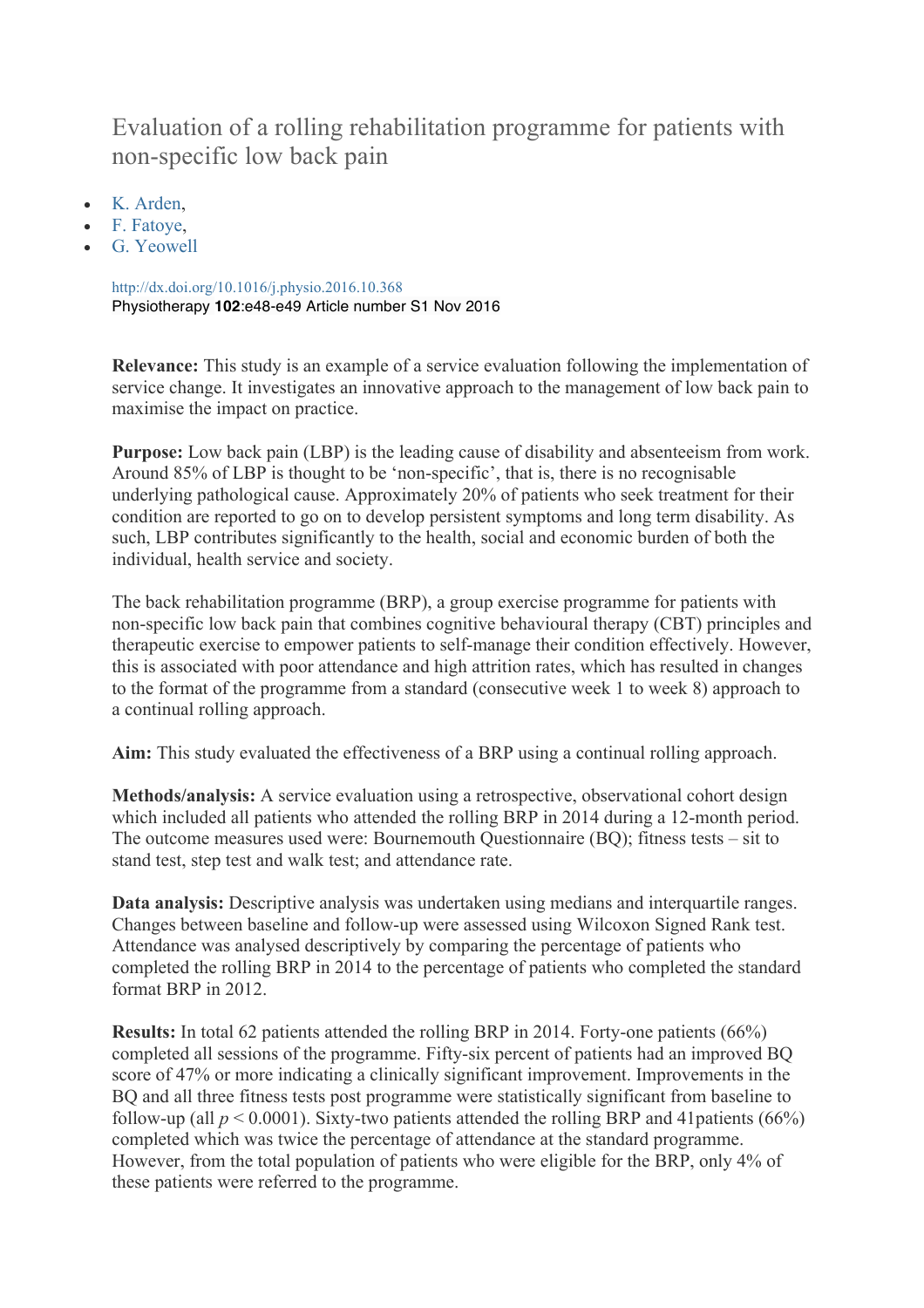# Evaluation of a rolling rehabilitation programme for patients with non-specific low back pain

- K. Arden,
- F. Fatoye,
- G. Yeowell

http://dx.doi.org/10.1016/j.physio.2016.10.368
Physiotherapy **102**:e48-e49 Article number S1 Nov 2016

**Relevance:** This study is an example of a service evaluation following the implementation of service change. It investigates an innovative approach to the management of low back pain to maximise the impact on practice.

**Purpose:** Low back pain (LBP) is the leading cause of disability and absenteeism from work. Around 85% of LBP is thought to be 'non-specific', that is, there is no recognisable underlying pathological cause. Approximately 20% of patients who seek treatment for their condition are reported to go on to develop persistent symptoms and long term disability. As such, LBP contributes significantly to the health, social and economic burden of both the individual, health service and society.

The back rehabilitation programme (BRP), a group exercise programme for patients with non-specific low back pain that combines cognitive behavioural therapy (CBT) principles and therapeutic exercise to empower patients to self-manage their condition effectively. However, this is associated with poor attendance and high attrition rates, which has resulted in changes to the format of the programme from a standard (consecutive week 1 to week 8) approach to a continual rolling approach.

**Aim:** This study evaluated the effectiveness of a BRP using a continual rolling approach.

**Methods/analysis:** A service evaluation using a retrospective, observational cohort design which included all patients who attended the rolling BRP in 2014 during a 12-month period. The outcome measures used were: Bournemouth Questionnaire (BQ); fitness tests – sit to stand test, step test and walk test; and attendance rate.

**Data analysis:** Descriptive analysis was undertaken using medians and interquartile ranges. Changes between baseline and follow-up were assessed using Wilcoxon Signed Rank test. Attendance was analysed descriptively by comparing the percentage of patients who completed the rolling BRP in 2014 to the percentage of patients who completed the standard format BRP in 2012.

**Results:** In total 62 patients attended the rolling BRP in 2014. Forty-one patients (66%) completed all sessions of the programme. Fifty-six percent of patients had an improved BQ score of 47% or more indicating a clinically significant improvement. Improvements in the BQ and all three fitness tests post programme were statistically significant from baseline to follow-up (all $p < 0.0001$). Sixty-two patients attended the rolling BRP and 41patients (66%) completed which was twice the percentage of attendance at the standard programme. However, from the total population of patients who were eligible for the BRP, only 4% of these patients were referred to the programme.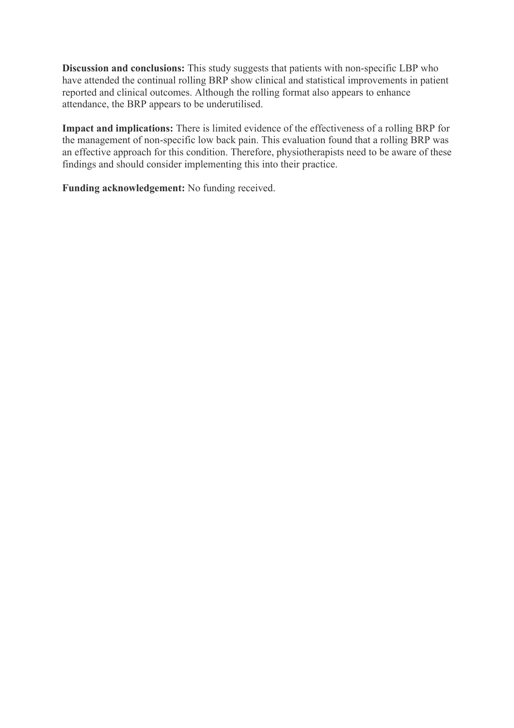**Discussion and conclusions:** This study suggests that patients with non-specific LBP who have attended the continual rolling BRP show clinical and statistical improvements in patient reported and clinical outcomes. Although the rolling format also appears to enhance attendance, the BRP appears to be underutilised.

**Impact and implications:** There is limited evidence of the effectiveness of a rolling BRP for the management of non-specific low back pain. This evaluation found that a rolling BRP was an effective approach for this condition. Therefore, physiotherapists need to be aware of these findings and should consider implementing this into their practice.

**Funding acknowledgement:** No funding received.